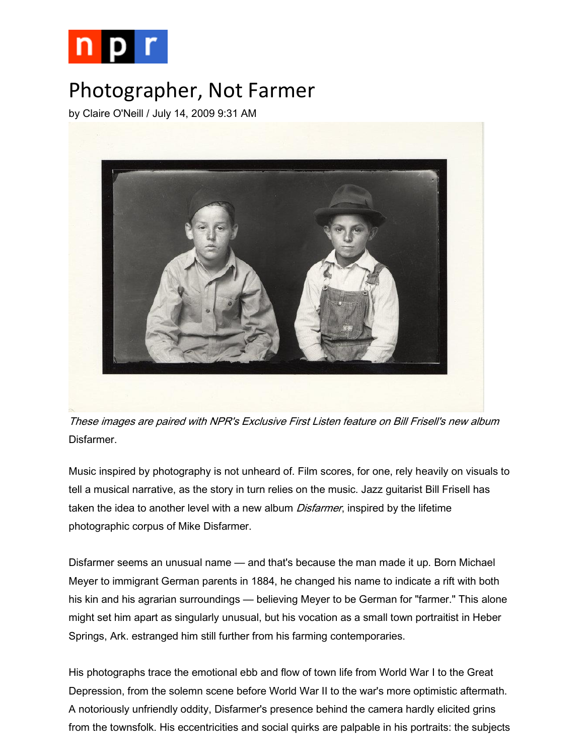# Photographer, Not Farmer

by Claire O'Neill / July 14, 2009 9:31 AM

*These images are paired with NPR's Exclusive First Listen feature on Bill Frisell's new album* Disfarmer.

Music inspired by photography is not unheard of. Film scores, for one, rely heavily on visuals to tell a musical narrative, as the story in turn relies on the music. Jazz guitarist Bill Frisell has taken the idea to another level with a new album *Disfarmer*, inspired by the lifetime photographic corpus of Mike Disfarmer.

Disfarmer seems an unusual name — and that's because the man made it up. Born Michael Meyer to immigrant German parents in 1884, he changed his name to indicate a rift with both his kin and his agrarian surroundings — believing Meyer to be German for "farmer." This alone might set him apart as singularly unusual, but his vocation as a small town portraitist in Heber Springs, Ark. estranged him still further from his farming contemporaries.

His photographs trace the emotional ebb and flow of town life from World War I to the Great Depression, from the solemn scene before World War II to the war's more optimistic aftermath. A notoriously unfriendly oddity, Disfarmer's presence behind the camera hardly elicited grins from the townsfolk. His eccentricities and social quirks are palpable in his portraits: the subjects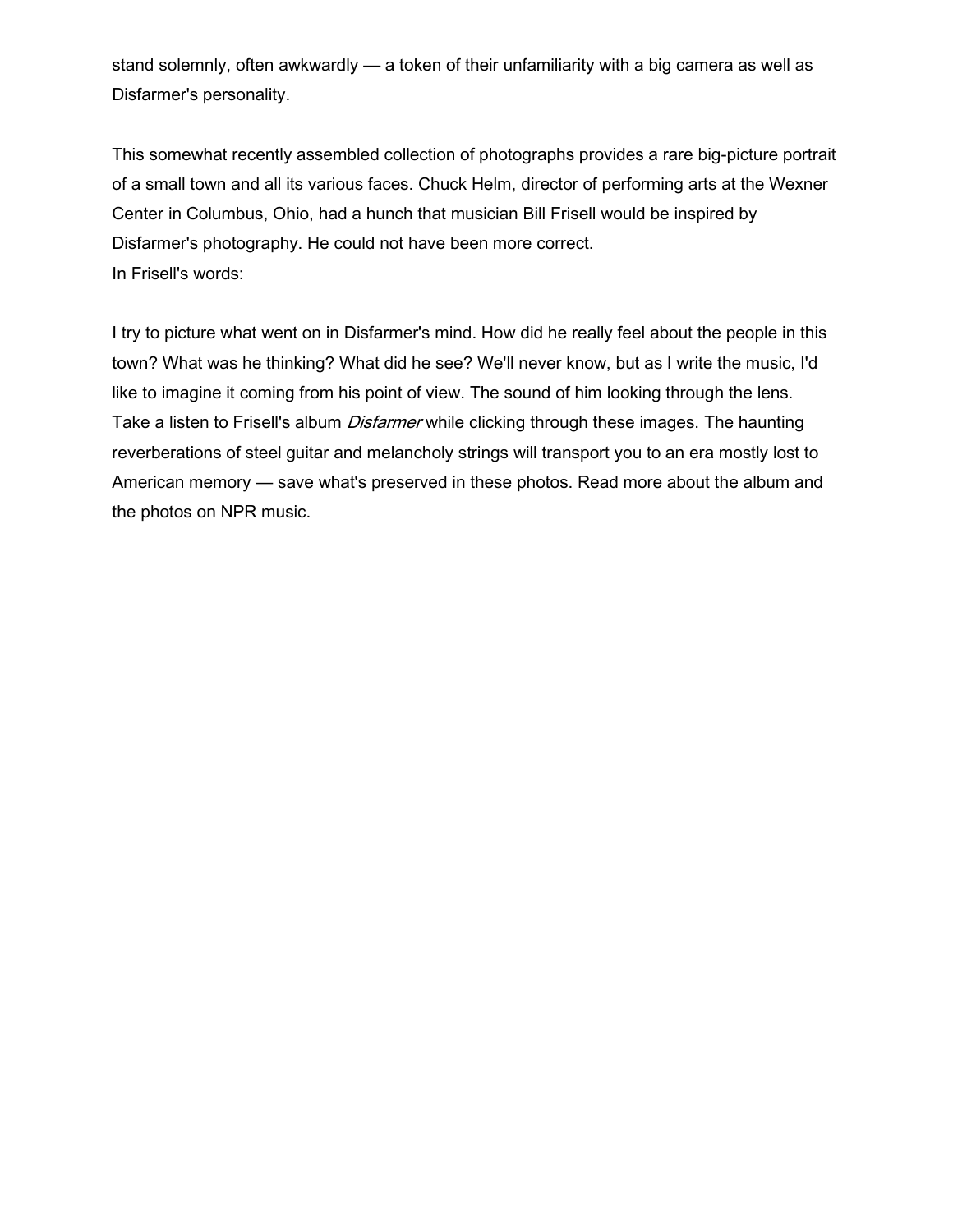stand solemnly, often awkwardly — a token of their unfamiliarity with a big camera as well as Disfarmer's personality.

This somewhat recently assembled collection of photographs provides a rare big-picture portrait of a small town and all its various faces. Chuck Helm, director of performing arts at the Wexner Center in Columbus, Ohio, had a hunch that musician Bill Frisell would be inspired by Disfarmer's photography. He could not have been more correct.
In Frisell's words:

I try to picture what went on in Disfarmer's mind. How did he really feel about the people in this town? What was he thinking? What did he see? We'll never know, but as I write the music, I'd like to imagine it coming from his point of view. The sound of him looking through the lens.
Take a listen to Frisell's album *Disfarmer* while clicking through these images. The haunting reverberations of steel guitar and melancholy strings will transport you to an era mostly lost to American memory — save what's preserved in these photos. Read more about the album and the photos on NPR music.